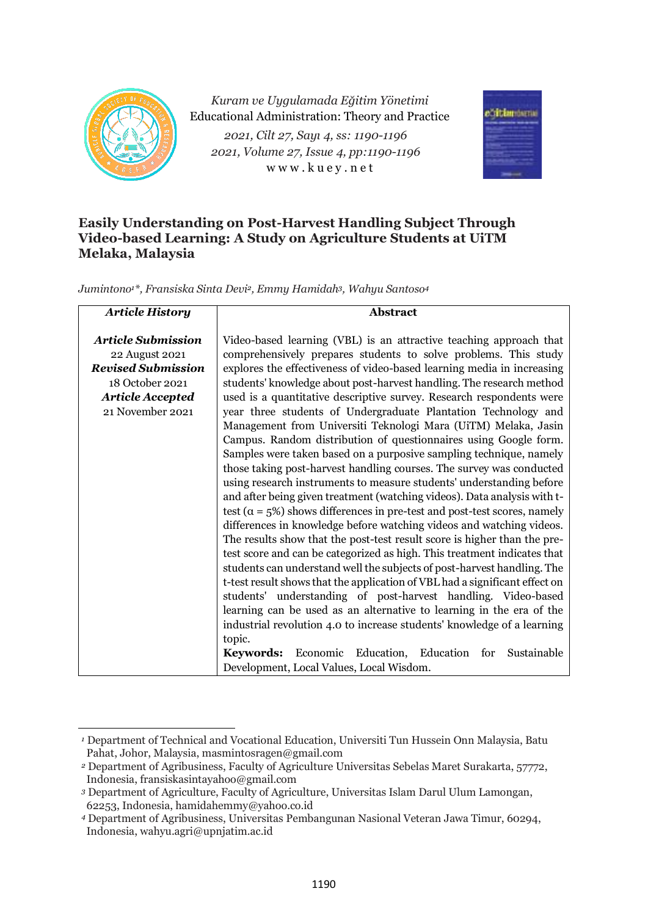# Easily Understanding on Post-Harvest Handling Subject Through Video-based Learning: A Study on Agriculture Students at UiTM Melaka, Malaysia

*Jumintono[1]\*, Fransiska Sinta Devi[2], Emmy Hamidah[3], Wahyu Santoso[4]*

| *Article History* | **Abstract** |
|---|---|
| ***Article Submission*** 22 August 2021 ***Revised Submission*** 18 October 2021 ***Article Accepted*** 21 November 2021 | Video-based learning (VBL) is an attractive teaching approach that comprehensively prepares students to solve problems. This study explores the effectiveness of video-based learning media in increasing students' knowledge about post-harvest handling. The research method used is a quantitative descriptive survey. Research respondents were year three students of Undergraduate Plantation Technology and Management from Universiti Teknologi Mara (UiTM) Melaka, Jasin Campus. Random distribution of questionnaires using Google form. Samples were taken based on a purposive sampling technique, namely those taking post-harvest handling courses. The survey was conducted using research instruments to measure students' understanding before and after being given treatment (watching videos). Data analysis with t-test ($\alpha = 5\%$) shows differences in pre-test and post-test scores, namely differences in knowledge before watching videos and watching videos. The results show that the post-test result score is higher than the pre-test score and can be categorized as high. This treatment indicates that students can understand well the subjects of post-harvest handling. The t-test result shows that the application of VBL had a significant effect on students' understanding of post-harvest handling. Video-based learning can be used as an alternative to learning in the era of the industrial revolution 4.0 to increase students' knowledge of a learning topic. **Keywords:** Economic Education, Education for Sustainable Development, Local Values, Local Wisdom. |

---

[1] Department of Technical and Vocational Education, Universiti Tun Hussein Onn Malaysia, Batu Pahat, Johor, Malaysia, masmintosragen@gmail.com

[2] Department of Agribusiness, Faculty of Agriculture Universitas Sebelas Maret Surakarta, 57772, Indonesia, fransiskasintayahoo@gmail.com

[3] Department of Agriculture, Faculty of Agriculture, Universitas Islam Darul Ulum Lamongan, 62253, Indonesia, hamidahemmy@yahoo.co.id

[4] Department of Agribusiness, Universitas Pembangunan Nasional Veteran Jawa Timur, 60294, Indonesia, wahyu.agri@upnjatim.ac.id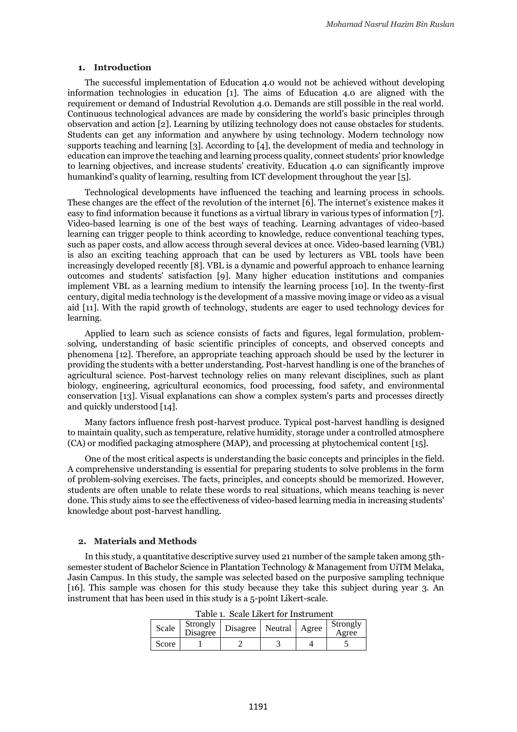## 1. Introduction

The successful implementation of Education 4.0 would not be achieved without developing information technologies in education [1]. The aims of Education 4.0 are aligned with the requirement or demand of Industrial Revolution 4.0. Demands are still possible in the real world. Continuous technological advances are made by considering the world's basic principles through observation and action [2]. Learning by utilizing technology does not cause obstacles for students. Students can get any information and anywhere by using technology. Modern technology now supports teaching and learning [3]. According to [4], the development of media and technology in education can improve the teaching and learning process quality, connect students' prior knowledge to learning objectives, and increase students' creativity. Education 4.0 can significantly improve humankind's quality of learning, resulting from ICT development throughout the year [5].

Technological developments have influenced the teaching and learning process in schools. These changes are the effect of the revolution of the internet [6]. The internet's existence makes it easy to find information because it functions as a virtual library in various types of information [7]. Video-based learning is one of the best ways of teaching. Learning advantages of video-based learning can trigger people to think according to knowledge, reduce conventional teaching types, such as paper costs, and allow access through several devices at once. Video-based learning (VBL) is also an exciting teaching approach that can be used by lecturers as VBL tools have been increasingly developed recently [8]. VBL is a dynamic and powerful approach to enhance learning outcomes and students' satisfaction [9]. Many higher education institutions and companies implement VBL as a learning medium to intensify the learning process [10]. In the twenty-first century, digital media technology is the development of a massive moving image or video as a visual aid [11]. With the rapid growth of technology, students are eager to used technology devices for learning.

Applied to learn such as science consists of facts and figures, legal formulation, problem-solving, understanding of basic scientific principles of concepts, and observed concepts and phenomena [12]. Therefore, an appropriate teaching approach should be used by the lecturer in providing the students with a better understanding. Post-harvest handling is one of the branches of agricultural science. Post-harvest technology relies on many relevant disciplines, such as plant biology, engineering, agricultural economics, food processing, food safety, and environmental conservation [13]. Visual explanations can show a complex system's parts and processes directly and quickly understood [14].

Many factors influence fresh post-harvest produce. Typical post-harvest handling is designed to maintain quality, such as temperature, relative humidity, storage under a controlled atmosphere (CA) or modified packaging atmosphere (MAP), and processing at phytochemical content [15].

One of the most critical aspects is understanding the basic concepts and principles in the field. A comprehensive understanding is essential for preparing students to solve problems in the form of problem-solving exercises. The facts, principles, and concepts should be memorized. However, students are often unable to relate these words to real situations, which means teaching is never done. This study aims to see the effectiveness of video-based learning media in increasing students' knowledge about post-harvest handling.

## 2. Materials and Methods

In this study, a quantitative descriptive survey used 21 number of the sample taken among 5th-semester student of Bachelor Science in Plantation Technology & Management from UiTM Melaka, Jasin Campus. In this study, the sample was selected based on the purposive sampling technique [16]. This sample was chosen for this study because they take this subject during year 3. An instrument that has been used in this study is a 5-point Likert-scale.

Table 1. Scale Likert for Instrument

| Scale | Strongly Disagree | Disagree | Neutral | Agree | Strongly Agree |
|---|---|---|---|---|---|
| Score | 1 | 2 | 3 | 4 | 5 |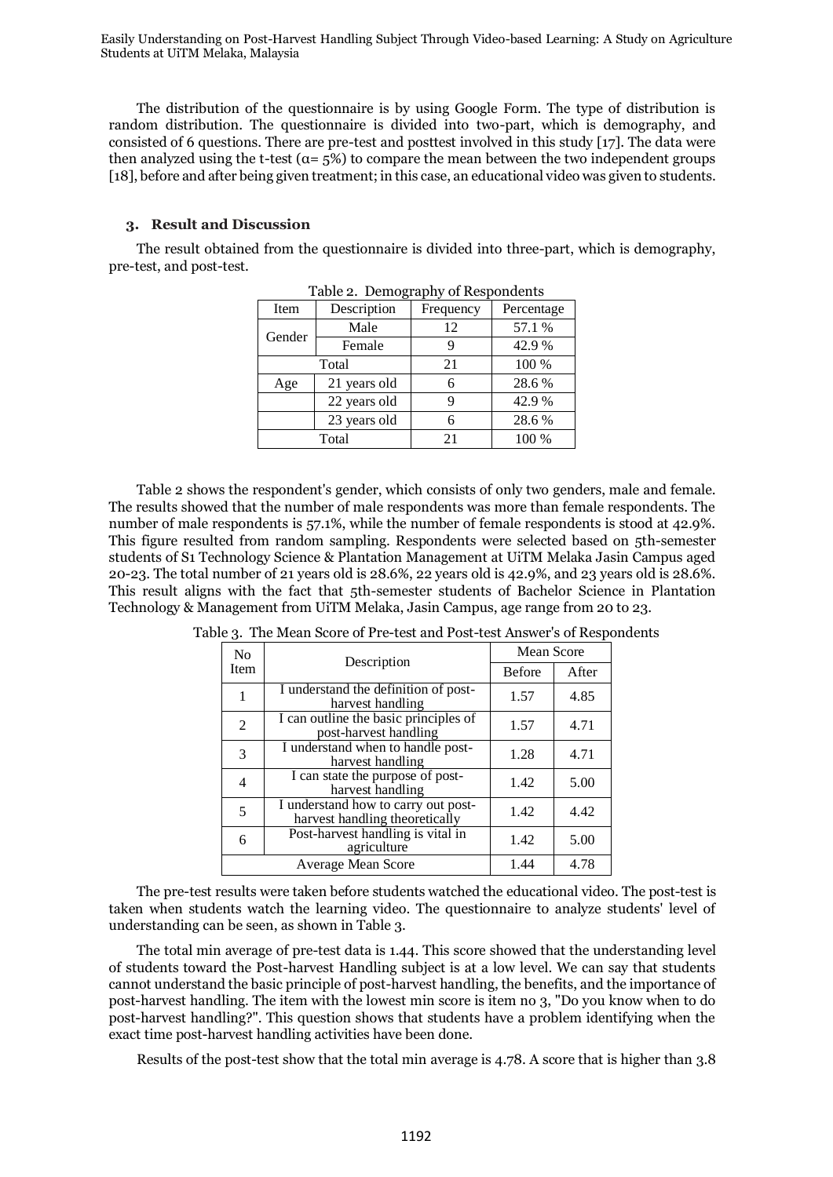The distribution of the questionnaire is by using Google Form. The type of distribution is random distribution. The questionnaire is divided into two-part, which is demography, and consisted of 6 questions. There are pre-test and posttest involved in this study [17]. The data were then analyzed using the t-test ($\alpha$= 5%) to compare the mean between the two independent groups [18], before and after being given treatment; in this case, an educational video was given to students.

## 3. Result and Discussion

The result obtained from the questionnaire is divided into three-part, which is demography, pre-test, and post-test.

Table 2. Demography of Respondents

| Item | Description | Frequency | Percentage |
|---|---|---|---|
| Gender | Male | 12 | 57.1 % |
| | Female | 9 | 42.9 % |
| Total | | 21 | 100 % |
| Age | 21 years old | 6 | 28.6 % |
| | 22 years old | 9 | 42.9 % |
| | 23 years old | 6 | 28.6 % |
| Total | | 21 | 100 % |

Table 2 shows the respondent's gender, which consists of only two genders, male and female. The results showed that the number of male respondents was more than female respondents. The number of male respondents is 57.1%, while the number of female respondents is stood at 42.9%. This figure resulted from random sampling. Respondents were selected based on 5th-semester students of S1 Technology Science & Plantation Management at UiTM Melaka Jasin Campus aged 20-23. The total number of 21 years old is 28.6%, 22 years old is 42.9%, and 23 years old is 28.6%. This result aligns with the fact that 5th-semester students of Bachelor Science in Plantation Technology & Management from UiTM Melaka, Jasin Campus, age range from 20 to 23.

Table 3. The Mean Score of Pre-test and Post-test Answer's of Respondents

| No Item | Description | Mean Score | |
|---|---|---|---|
| | | Before | After |
| 1 | I understand the definition of post-harvest handling | 1.57 | 4.85 |
| 2 | I can outline the basic principles of post-harvest handling | 1.57 | 4.71 |
| 3 | I understand when to handle post-harvest handling | 1.28 | 4.71 |
| 4 | I can state the purpose of post-harvest handling | 1.42 | 5.00 |
| 5 | I understand how to carry out post-harvest handling theoretically | 1.42 | 4.42 |
| 6 | Post-harvest handling is vital in agriculture | 1.42 | 5.00 |
| Average Mean Score | | 1.44 | 4.78 |

The pre-test results were taken before students watched the educational video. The post-test is taken when students watch the learning video. The questionnaire to analyze students' level of understanding can be seen, as shown in Table 3.

The total min average of pre-test data is 1.44. This score showed that the understanding level of students toward the Post-harvest Handling subject is at a low level. We can say that students cannot understand the basic principle of post-harvest handling, the benefits, and the importance of post-harvest handling. The item with the lowest min score is item no 3, "Do you know when to do post-harvest handling?". This question shows that students have a problem identifying when the exact time post-harvest handling activities have been done.

Results of the post-test show that the total min average is 4.78. A score that is higher than 3.8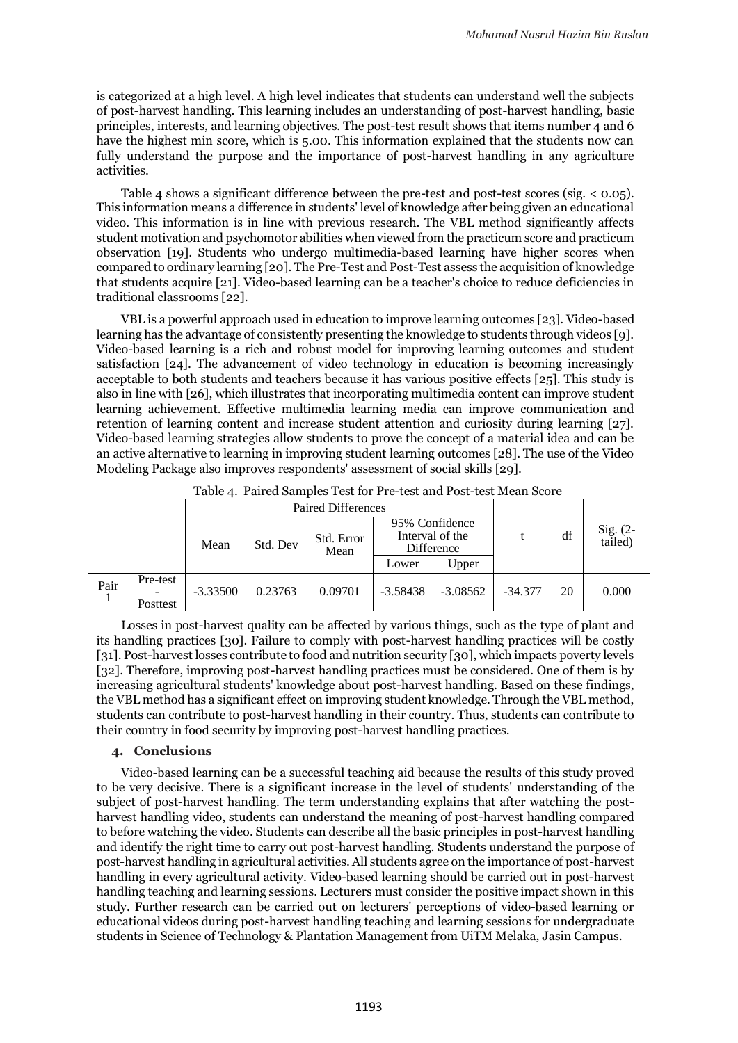is categorized at a high level. A high level indicates that students can understand well the subjects of post-harvest handling. This learning includes an understanding of post-harvest handling, basic principles, interests, and learning objectives. The post-test result shows that items number 4 and 6 have the highest min score, which is 5.00. This information explained that the students now can fully understand the purpose and the importance of post-harvest handling in any agriculture activities.

Table 4 shows a significant difference between the pre-test and post-test scores (sig. < 0.05). This information means a difference in students' level of knowledge after being given an educational video. This information is in line with previous research. The VBL method significantly affects student motivation and psychomotor abilities when viewed from the practicum score and practicum observation [19]. Students who undergo multimedia-based learning have higher scores when compared to ordinary learning [20]. The Pre-Test and Post-Test assess the acquisition of knowledge that students acquire [21]. Video-based learning can be a teacher's choice to reduce deficiencies in traditional classrooms [22].

VBL is a powerful approach used in education to improve learning outcomes [23]. Video-based learning has the advantage of consistently presenting the knowledge to students through videos [9]. Video-based learning is a rich and robust model for improving learning outcomes and student satisfaction [24]. The advancement of video technology in education is becoming increasingly acceptable to both students and teachers because it has various positive effects [25]. This study is also in line with [26], which illustrates that incorporating multimedia content can improve student learning achievement. Effective multimedia learning media can improve communication and retention of learning content and increase student attention and curiosity during learning [27]. Video-based learning strategies allow students to prove the concept of a material idea and can be an active alternative to learning in improving student learning outcomes [28]. The use of the Video Modeling Package also improves respondents' assessment of social skills [29].

Table 4. Paired Samples Test for Pre-test and Post-test Mean Score

| | | Paired Differences | | | | | t | df | Sig. (2-tailed) |
|---|---|---|---|---|---|---|---|---|---|
| | | Mean | Std. Dev | Std. Error Mean | 95% Confidence Interval of the Difference | | | | |
| | | | | | Lower | Upper | | | |
| Pair 1 | Pre-test - Posttest | -3.33500 | 0.23763 | 0.09701 | -3.58438 | -3.08562 | -34.377 | 20 | 0.000 |

Losses in post-harvest quality can be affected by various things, such as the type of plant and its handling practices [30]. Failure to comply with post-harvest handling practices will be costly [31]. Post-harvest losses contribute to food and nutrition security [30], which impacts poverty levels [32]. Therefore, improving post-harvest handling practices must be considered. One of them is by increasing agricultural students' knowledge about post-harvest handling. Based on these findings, the VBL method has a significant effect on improving student knowledge. Through the VBL method, students can contribute to post-harvest handling in their country. Thus, students can contribute to their country in food security by improving post-harvest handling practices.

## 4. Conclusions

Video-based learning can be a successful teaching aid because the results of this study proved to be very decisive. There is a significant increase in the level of students' understanding of the subject of post-harvest handling. The term understanding explains that after watching the post-harvest handling video, students can understand the meaning of post-harvest handling compared to before watching the video. Students can describe all the basic principles in post-harvest handling and identify the right time to carry out post-harvest handling. Students understand the purpose of post-harvest handling in agricultural activities. All students agree on the importance of post-harvest handling in every agricultural activity. Video-based learning should be carried out in post-harvest handling teaching and learning sessions. Lecturers must consider the positive impact shown in this study. Further research can be carried out on lecturers' perceptions of video-based learning or educational videos during post-harvest handling teaching and learning sessions for undergraduate students in Science of Technology & Plantation Management from UiTM Melaka, Jasin Campus.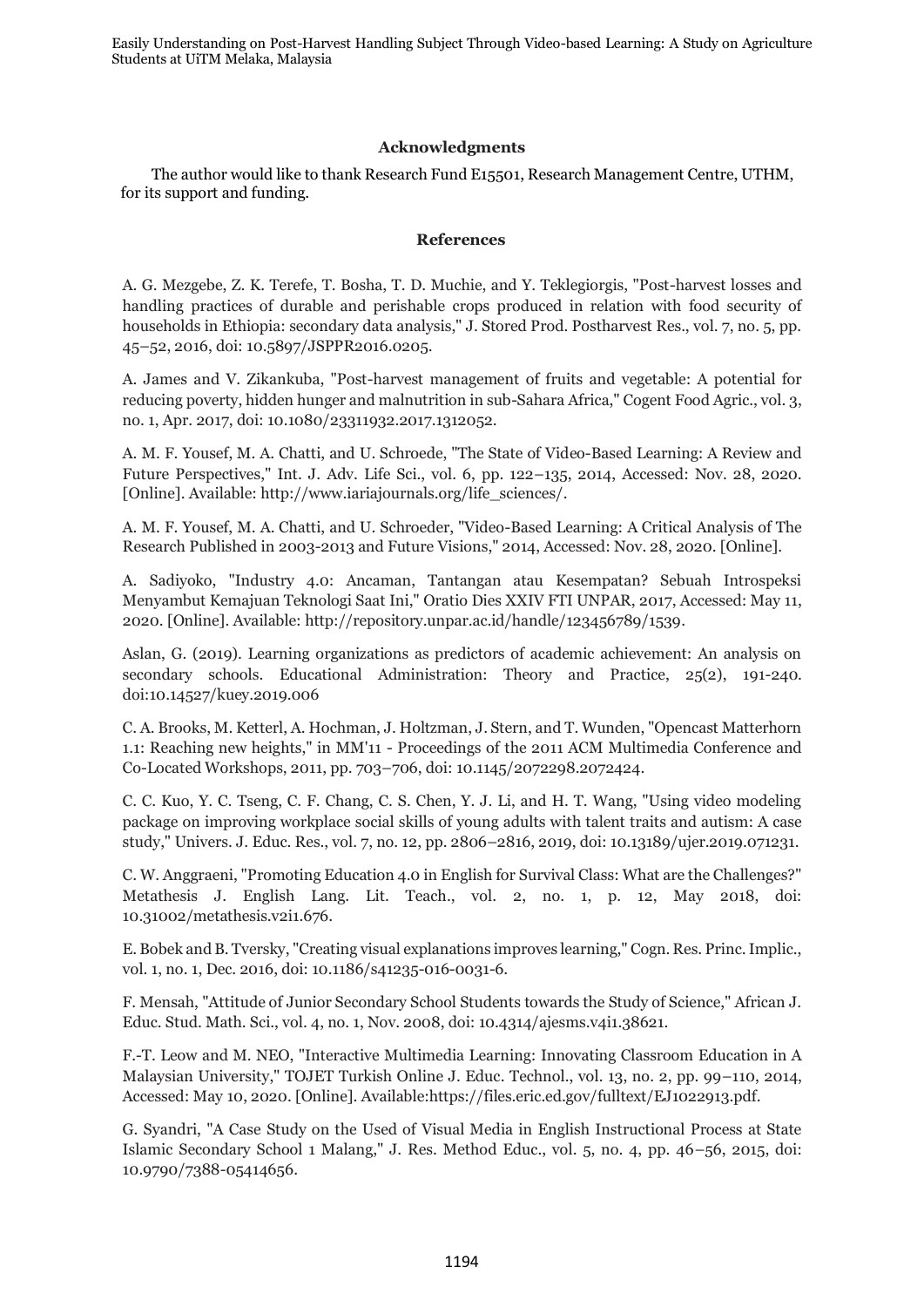### Acknowledgments

The author would like to thank Research Fund E15501, Research Management Centre, UTHM, for its support and funding.

### References

A. G. Mezgebe, Z. K. Terefe, T. Bosha, T. D. Muchie, and Y. Teklegiorgis, "Post-harvest losses and handling practices of durable and perishable crops produced in relation with food security of households in Ethiopia: secondary data analysis," J. Stored Prod. Postharvest Res., vol. 7, no. 5, pp. 45–52, 2016, doi: 10.5897/JSPPR2016.0205.

A. James and V. Zikankuba, "Post-harvest management of fruits and vegetable: A potential for reducing poverty, hidden hunger and malnutrition in sub-Sahara Africa," Cogent Food Agric., vol. 3, no. 1, Apr. 2017, doi: 10.1080/23311932.2017.1312052.

A. M. F. Yousef, M. A. Chatti, and U. Schroede, "The State of Video-Based Learning: A Review and Future Perspectives," Int. J. Adv. Life Sci., vol. 6, pp. 122–135, 2014, Accessed: Nov. 28, 2020. [Online]. Available: http://www.iariajournals.org/life_sciences/.

A. M. F. Yousef, M. A. Chatti, and U. Schroeder, "Video-Based Learning: A Critical Analysis of The Research Published in 2003-2013 and Future Visions," 2014, Accessed: Nov. 28, 2020. [Online].

A. Sadiyoko, "Industry 4.0: Ancaman, Tantangan atau Kesempatan? Sebuah Introspeksi Menyambut Kemajuan Teknologi Saat Ini," Oratio Dies XXIV FTI UNPAR, 2017, Accessed: May 11, 2020. [Online]. Available: http://repository.unpar.ac.id/handle/123456789/1539.

Aslan, G. (2019). Learning organizations as predictors of academic achievement: An analysis on secondary schools. Educational Administration: Theory and Practice, 25(2), 191-240. doi:10.14527/kuey.2019.006

C. A. Brooks, M. Ketterl, A. Hochman, J. Holtzman, J. Stern, and T. Wunden, "Opencast Matterhorn 1.1: Reaching new heights," in MM'11 - Proceedings of the 2011 ACM Multimedia Conference and Co-Located Workshops, 2011, pp. 703–706, doi: 10.1145/2072298.2072424.

C. C. Kuo, Y. C. Tseng, C. F. Chang, C. S. Chen, Y. J. Li, and H. T. Wang, "Using video modeling package on improving workplace social skills of young adults with talent traits and autism: A case study," Univers. J. Educ. Res., vol. 7, no. 12, pp. 2806–2816, 2019, doi: 10.13189/ujer.2019.071231.

C. W. Anggraeni, "Promoting Education 4.0 in English for Survival Class: What are the Challenges?" Metathesis J. English Lang. Lit. Teach., vol. 2, no. 1, p. 12, May 2018, doi: 10.31002/metathesis.v2i1.676.

E. Bobek and B. Tversky, "Creating visual explanations improves learning," Cogn. Res. Princ. Implic., vol. 1, no. 1, Dec. 2016, doi: 10.1186/s41235-016-0031-6.

F. Mensah, "Attitude of Junior Secondary School Students towards the Study of Science," African J. Educ. Stud. Math. Sci., vol. 4, no. 1, Nov. 2008, doi: 10.4314/ajesms.v4i1.38621.

F.-T. Leow and M. NEO, "Interactive Multimedia Learning: Innovating Classroom Education in A Malaysian University," TOJET Turkish Online J. Educ. Technol., vol. 13, no. 2, pp. 99–110, 2014, Accessed: May 10, 2020. [Online]. Available:https://files.eric.ed.gov/fulltext/EJ1022913.pdf.

G. Syandri, "A Case Study on the Used of Visual Media in English Instructional Process at State Islamic Secondary School 1 Malang," J. Res. Method Educ., vol. 5, no. 4, pp. 46–56, 2015, doi: 10.9790/7388-05414656.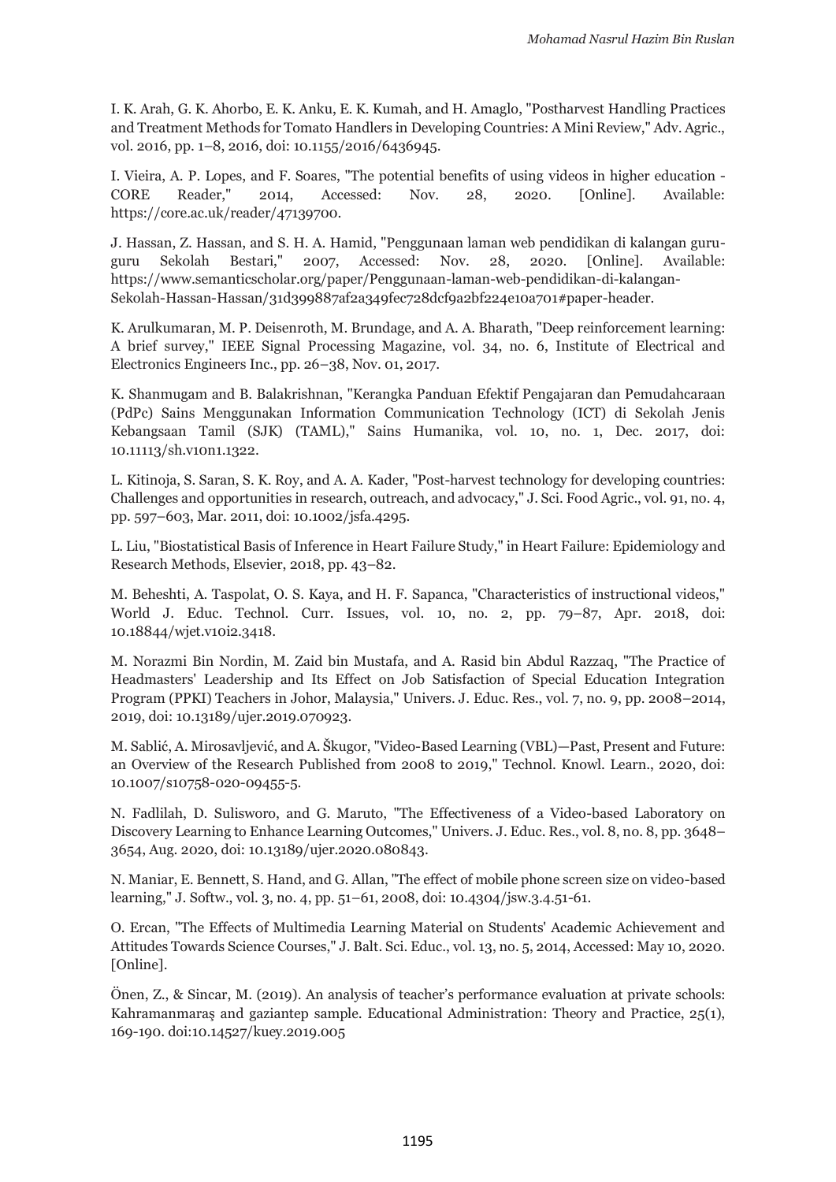I. K. Arah, G. K. Ahorbo, E. K. Anku, E. K. Kumah, and H. Amaglo, "Postharvest Handling Practices and Treatment Methods for Tomato Handlers in Developing Countries: A Mini Review," Adv. Agric., vol. 2016, pp. 1–8, 2016, doi: 10.1155/2016/6436945.

I. Vieira, A. P. Lopes, and F. Soares, "The potential benefits of using videos in higher education - CORE Reader," 2014, Accessed: Nov. 28, 2020. [Online]. Available: https://core.ac.uk/reader/47139700.

J. Hassan, Z. Hassan, and S. H. A. Hamid, "Penggunaan laman web pendidikan di kalangan guru-guru Sekolah Bestari," 2007, Accessed: Nov. 28, 2020. [Online]. Available: https://www.semanticscholar.org/paper/Penggunaan-laman-web-pendidikan-di-kalangan-Sekolah-Hassan-Hassan/31d399887af2a349fec728dcf9a2bf224e10a701#paper-header.

K. Arulkumaran, M. P. Deisenroth, M. Brundage, and A. A. Bharath, "Deep reinforcement learning: A brief survey," IEEE Signal Processing Magazine, vol. 34, no. 6, Institute of Electrical and Electronics Engineers Inc., pp. 26–38, Nov. 01, 2017.

K. Shanmugam and B. Balakrishnan, "Kerangka Panduan Efektif Pengajaran dan Pemudahcaraan (PdPc) Sains Menggunakan Information Communication Technology (ICT) di Sekolah Jenis Kebangsaan Tamil (SJK) (TAML)," Sains Humanika, vol. 10, no. 1, Dec. 2017, doi: 10.11113/sh.v10n1.1322.

L. Kitinoja, S. Saran, S. K. Roy, and A. A. Kader, "Post-harvest technology for developing countries: Challenges and opportunities in research, outreach, and advocacy," J. Sci. Food Agric., vol. 91, no. 4, pp. 597–603, Mar. 2011, doi: 10.1002/jsfa.4295.

L. Liu, "Biostatistical Basis of Inference in Heart Failure Study," in Heart Failure: Epidemiology and Research Methods, Elsevier, 2018, pp. 43–82.

M. Beheshti, A. Taspolat, O. S. Kaya, and H. F. Sapanca, "Characteristics of instructional videos," World J. Educ. Technol. Curr. Issues, vol. 10, no. 2, pp. 79–87, Apr. 2018, doi: 10.18844/wjet.v10i2.3418.

M. Norazmi Bin Nordin, M. Zaid bin Mustafa, and A. Rasid bin Abdul Razzaq, "The Practice of Headmasters' Leadership and Its Effect on Job Satisfaction of Special Education Integration Program (PPKI) Teachers in Johor, Malaysia," Univers. J. Educ. Res., vol. 7, no. 9, pp. 2008–2014, 2019, doi: 10.13189/ujer.2019.070923.

M. Sablić, A. Mirosavljević, and A. Škugor, "Video-Based Learning (VBL)—Past, Present and Future: an Overview of the Research Published from 2008 to 2019," Technol. Knowl. Learn., 2020, doi: 10.1007/s10758-020-09455-5.

N. Fadlilah, D. Sulisworo, and G. Maruto, "The Effectiveness of a Video-based Laboratory on Discovery Learning to Enhance Learning Outcomes," Univers. J. Educ. Res., vol. 8, no. 8, pp. 3648–3654, Aug. 2020, doi: 10.13189/ujer.2020.080843.

N. Maniar, E. Bennett, S. Hand, and G. Allan, "The effect of mobile phone screen size on video-based learning," J. Softw., vol. 3, no. 4, pp. 51–61, 2008, doi: 10.4304/jsw.3.4.51-61.

O. Ercan, "The Effects of Multimedia Learning Material on Students' Academic Achievement and Attitudes Towards Science Courses," J. Balt. Sci. Educ., vol. 13, no. 5, 2014, Accessed: May 10, 2020. [Online].

Önen, Z., & Sincar, M. (2019). An analysis of teacher's performance evaluation at private schools: Kahramanmaraş and gaziantep sample. Educational Administration: Theory and Practice, 25(1), 169-190. doi:10.14527/kuey.2019.005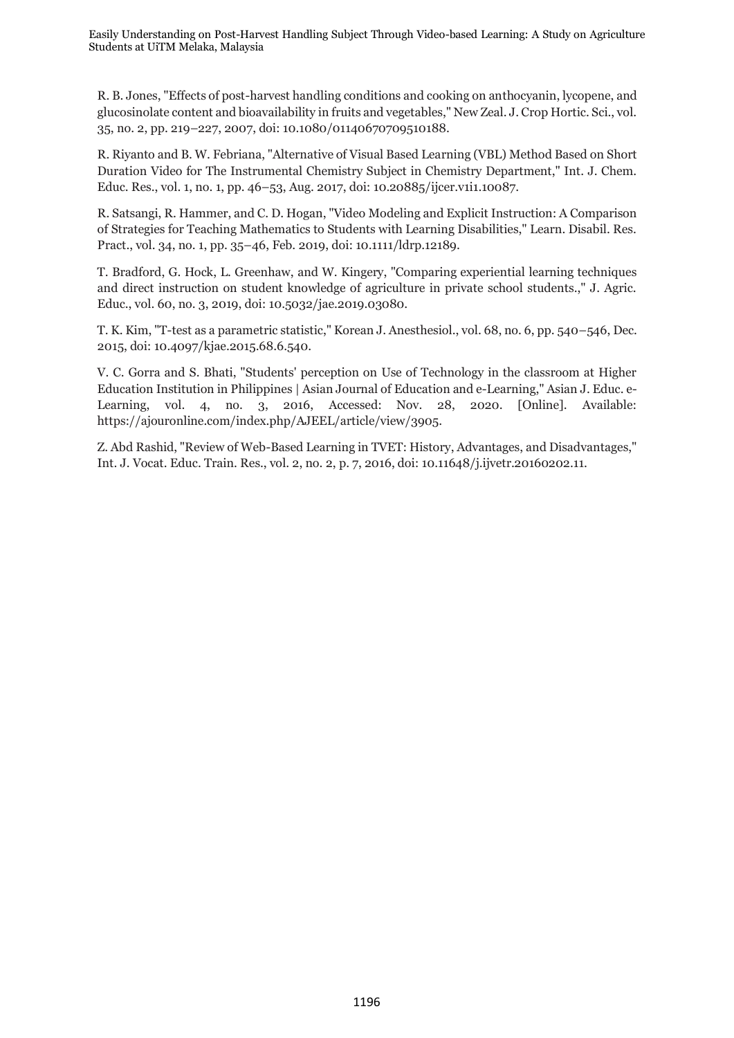R. B. Jones, "Effects of post-harvest handling conditions and cooking on anthocyanin, lycopene, and glucosinolate content and bioavailability in fruits and vegetables," New Zeal. J. Crop Hortic. Sci., vol. 35, no. 2, pp. 219–227, 2007, doi: 10.1080/01140670709510188.

R. Riyanto and B. W. Febriana, "Alternative of Visual Based Learning (VBL) Method Based on Short Duration Video for The Instrumental Chemistry Subject in Chemistry Department," Int. J. Chem. Educ. Res., vol. 1, no. 1, pp. 46–53, Aug. 2017, doi: 10.20885/ijcer.v1i1.10087.

R. Satsangi, R. Hammer, and C. D. Hogan, "Video Modeling and Explicit Instruction: A Comparison of Strategies for Teaching Mathematics to Students with Learning Disabilities," Learn. Disabil. Res. Pract., vol. 34, no. 1, pp. 35–46, Feb. 2019, doi: 10.1111/ldrp.12189.

T. Bradford, G. Hock, L. Greenhaw, and W. Kingery, "Comparing experiential learning techniques and direct instruction on student knowledge of agriculture in private school students.," J. Agric. Educ., vol. 60, no. 3, 2019, doi: 10.5032/jae.2019.03080.

T. K. Kim, "T-test as a parametric statistic," Korean J. Anesthesiol., vol. 68, no. 6, pp. 540–546, Dec. 2015, doi: 10.4097/kjae.2015.68.6.540.

V. C. Gorra and S. Bhati, "Students' perception on Use of Technology in the classroom at Higher Education Institution in Philippines | Asian Journal of Education and e-Learning," Asian J. Educ. e-Learning, vol. 4, no. 3, 2016, Accessed: Nov. 28, 2020. [Online]. Available: https://ajouronline.com/index.php/AJEEL/article/view/3905.

Z. Abd Rashid, "Review of Web-Based Learning in TVET: History, Advantages, and Disadvantages," Int. J. Vocat. Educ. Train. Res., vol. 2, no. 2, p. 7, 2016, doi: 10.11648/j.ijvetr.20160202.11.